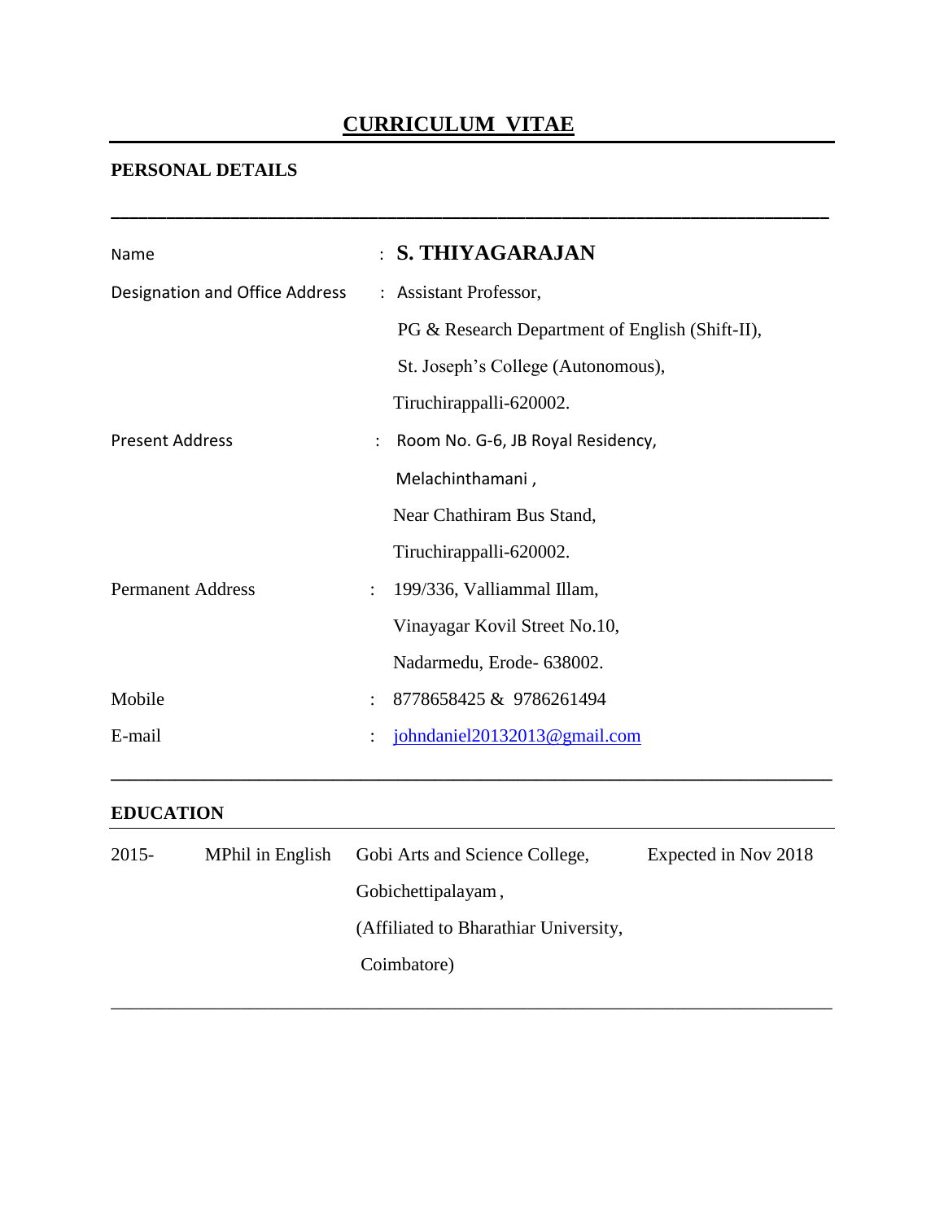# CURRICULUM VITAE

## PERSONAL DETAILS

| | | |
|---|---|---|
| Name | : | **S. THIYAGARAJAN** |
| Designation and Office Address | : | Assistant Professor, |
| | | PG & Research Department of English (Shift-II), |
| | | St. Joseph's College (Autonomous), |
| | | Tiruchirappalli-620002. |
| Present Address | : | Room No. G-6, JB Royal Residency, |
| | | Melachinthamani , |
| | | Near Chathiram Bus Stand, |
| | | Tiruchirappalli-620002. |
| Permanent Address | : | 199/336, Valliammal Illam, |
| | | Vinayagar Kovil Street No.10, |
| | | Nadarmedu, Erode- 638002. |
| Mobile | : | 8778658425 & 9786261494 |
| E-mail | : | johndaniel20132013@gmail.com |

## EDUCATION

| | | | |
|---|---|---|---|
| 2015- | MPhil in English | Gobi Arts and Science College, Gobichettipalayam , (Affiliated to Bharathiar University, Coimbatore) | Expected in Nov 2018 |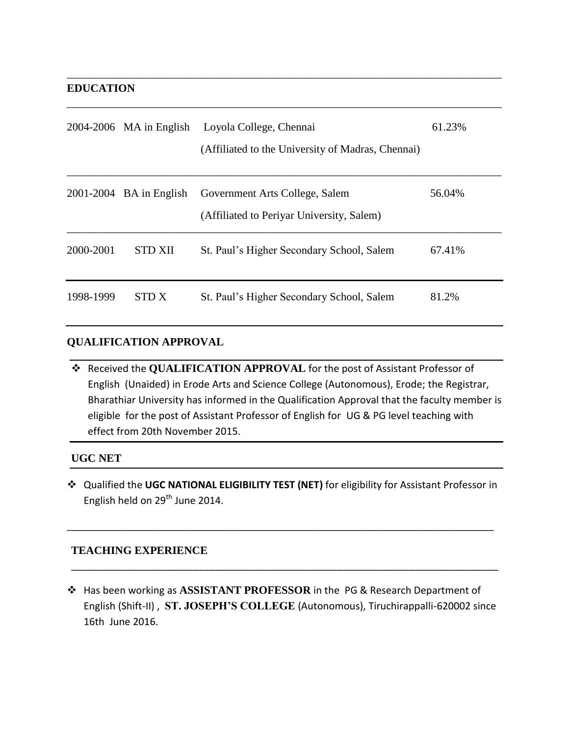## EDUCATION

| | | | |
|---|---|---|---|
| 2004-2006 | MA in English | Loyola College, Chennai (Affiliated to the University of Madras, Chennai) | 61.23% |
| 2001-2004 | BA in English | Government Arts College, Salem (Affiliated to Periyar University, Salem) | 56.04% |
| 2000-2001 | STD XII | St. Paul's Higher Secondary School, Salem | 67.41% |
| 1998-1999 | STD X | St. Paul's Higher Secondary School, Salem | 81.2% |

## QUALIFICATION APPROVAL

- Received the **QUALIFICATION APPROVAL** for the post of Assistant Professor of English (Unaided) in Erode Arts and Science College (Autonomous), Erode; the Registrar, Bharathiar University has informed in the Qualification Approval that the faculty member is eligible for the post of Assistant Professor of English for UG & PG level teaching with effect from 20th November 2015.

## UGC NET

- Qualified the **UGC NATIONAL ELIGIBILITY TEST (NET)** for eligibility for Assistant Professor in English held on 29th June 2014.

## TEACHING EXPERIENCE

- Has been working as **ASSISTANT PROFESSOR** in the PG & Research Department of English (Shift-II) , **ST. JOSEPH'S COLLEGE** (Autonomous), Tiruchirappalli-620002 since 16th June 2016.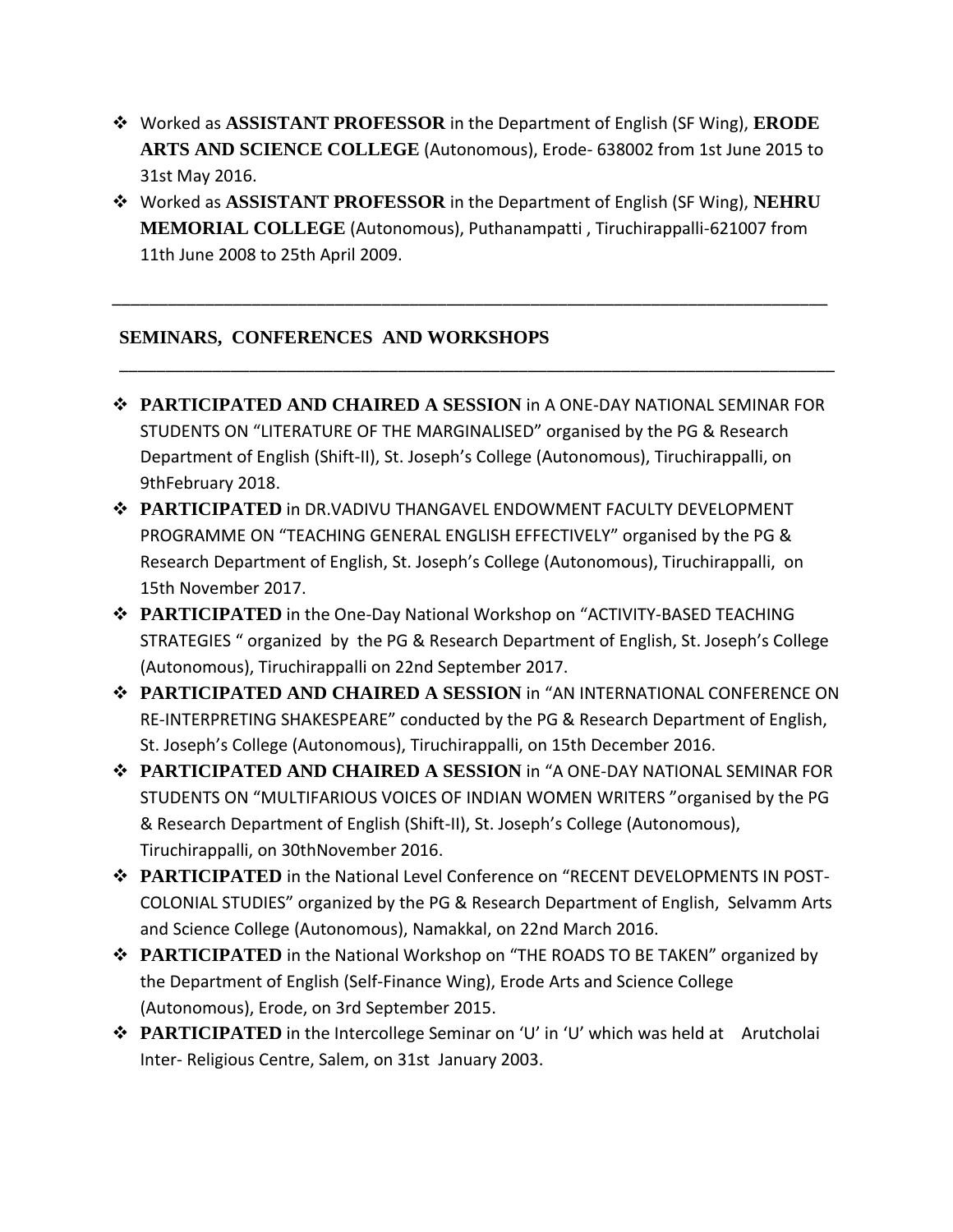- Worked as **ASSISTANT PROFESSOR** in the Department of English (SF Wing), **ERODE ARTS AND SCIENCE COLLEGE** (Autonomous), Erode- 638002 from 1st June 2015 to 31st May 2016.
- Worked as **ASSISTANT PROFESSOR** in the Department of English (SF Wing), **NEHRU MEMORIAL COLLEGE** (Autonomous), Puthanampatti , Tiruchirappalli-621007 from 11th June 2008 to 25th April 2009.

---

## SEMINARS, CONFERENCES AND WORKSHOPS

---

- **PARTICIPATED AND CHAIRED A SESSION** in A ONE-DAY NATIONAL SEMINAR FOR STUDENTS ON "LITERATURE OF THE MARGINALISED" organised by the PG & Research Department of English (Shift-II), St. Joseph's College (Autonomous), Tiruchirappalli, on 9thFebruary 2018.
- **PARTICIPATED** in DR.VADIVU THANGAVEL ENDOWMENT FACULTY DEVELOPMENT PROGRAMME ON "TEACHING GENERAL ENGLISH EFFECTIVELY" organised by the PG & Research Department of English, St. Joseph's College (Autonomous), Tiruchirappalli, on 15th November 2017.
- **PARTICIPATED** in the One-Day National Workshop on "ACTIVITY-BASED TEACHING STRATEGIES " organized by the PG & Research Department of English, St. Joseph's College (Autonomous), Tiruchirappalli on 22nd September 2017.
- **PARTICIPATED AND CHAIRED A SESSION** in "AN INTERNATIONAL CONFERENCE ON RE-INTERPRETING SHAKESPEARE" conducted by the PG & Research Department of English, St. Joseph's College (Autonomous), Tiruchirappalli, on 15th December 2016.
- **PARTICIPATED AND CHAIRED A SESSION** in "A ONE-DAY NATIONAL SEMINAR FOR STUDENTS ON "MULTIFARIOUS VOICES OF INDIAN WOMEN WRITERS "organised by the PG & Research Department of English (Shift-II), St. Joseph's College (Autonomous), Tiruchirappalli, on 30thNovember 2016.
- **PARTICIPATED** in the National Level Conference on "RECENT DEVELOPMENTS IN POST-COLONIAL STUDIES" organized by the PG & Research Department of English, Selvamm Arts and Science College (Autonomous), Namakkal, on 22nd March 2016.
- **PARTICIPATED** in the National Workshop on "THE ROADS TO BE TAKEN" organized by the Department of English (Self-Finance Wing), Erode Arts and Science College (Autonomous), Erode, on 3rd September 2015.
- **PARTICIPATED** in the Intercollege Seminar on 'U' in 'U' which was held at Arutcholai Inter- Religious Centre, Salem, on 31st January 2003.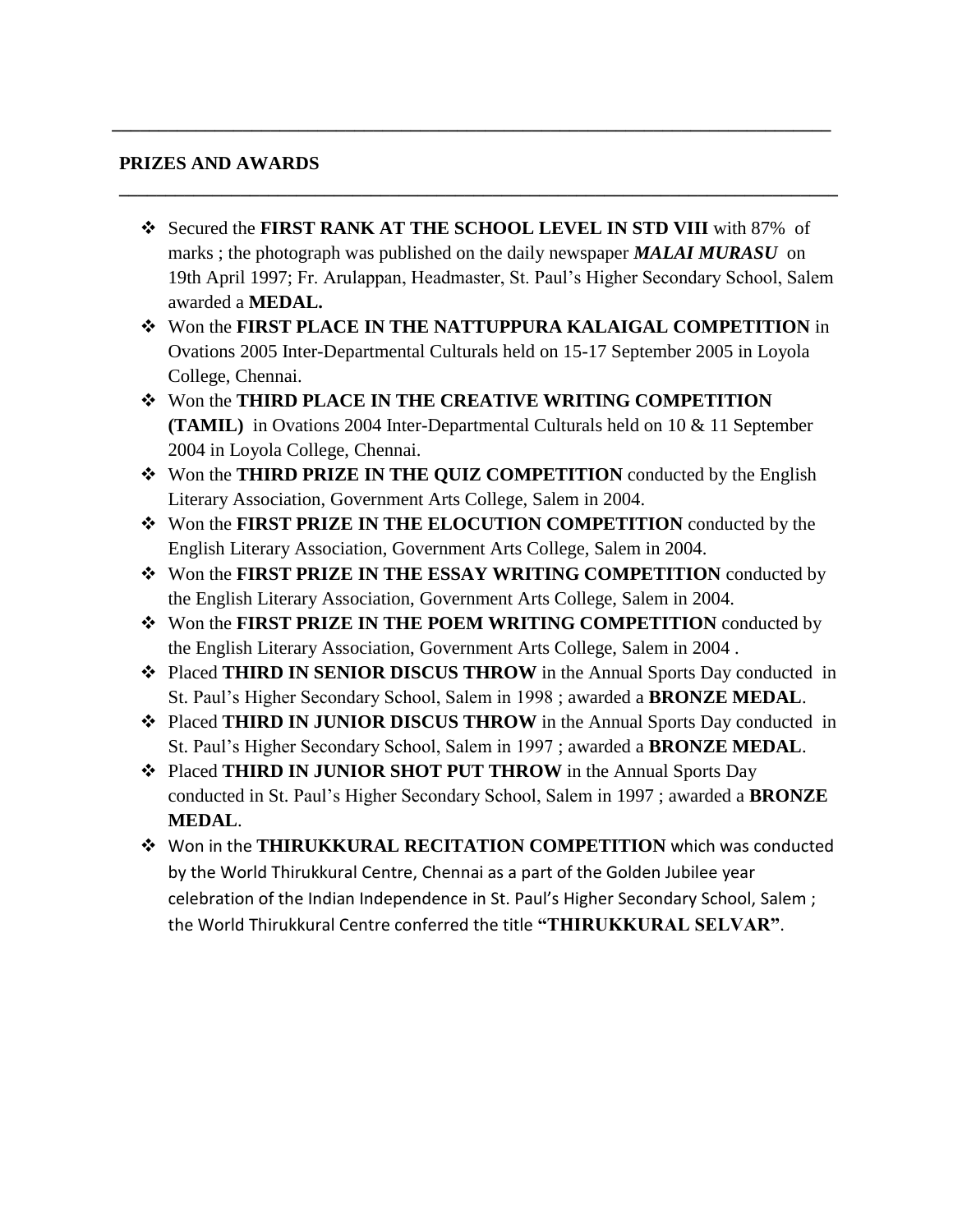## PRIZES AND AWARDS

- Secured the **FIRST RANK AT THE SCHOOL LEVEL IN STD VIII** with 87% of marks ; the photograph was published on the daily newspaper ***MALAI MURASU*** on 19th April 1997; Fr. Arulappan, Headmaster, St. Paul's Higher Secondary School, Salem awarded a **MEDAL.**
- Won the **FIRST PLACE IN THE NATTUPPURA KALAIGAL COMPETITION** in Ovations 2005 Inter-Departmental Culturals held on 15-17 September 2005 in Loyola College, Chennai.
- Won the **THIRD PLACE IN THE CREATIVE WRITING COMPETITION (TAMIL)** in Ovations 2004 Inter-Departmental Culturals held on 10 & 11 September 2004 in Loyola College, Chennai.
- Won the **THIRD PRIZE IN THE QUIZ COMPETITION** conducted by the English Literary Association, Government Arts College, Salem in 2004.
- Won the **FIRST PRIZE IN THE ELOCUTION COMPETITION** conducted by the English Literary Association, Government Arts College, Salem in 2004.
- Won the **FIRST PRIZE IN THE ESSAY WRITING COMPETITION** conducted by the English Literary Association, Government Arts College, Salem in 2004.
- Won the **FIRST PRIZE IN THE POEM WRITING COMPETITION** conducted by the English Literary Association, Government Arts College, Salem in 2004 .
- Placed **THIRD IN SENIOR DISCUS THROW** in the Annual Sports Day conducted in St. Paul's Higher Secondary School, Salem in 1998 ; awarded a **BRONZE MEDAL**.
- Placed **THIRD IN JUNIOR DISCUS THROW** in the Annual Sports Day conducted in St. Paul's Higher Secondary School, Salem in 1997 ; awarded a **BRONZE MEDAL**.
- Placed **THIRD IN JUNIOR SHOT PUT THROW** in the Annual Sports Day conducted in St. Paul's Higher Secondary School, Salem in 1997 ; awarded a **BRONZE MEDAL**.
- Won in the **THIRUKKURAL RECITATION COMPETITION** which was conducted by the World Thirukkural Centre, Chennai as a part of the Golden Jubilee year celebration of the Indian Independence in St. Paul's Higher Secondary School, Salem ; the World Thirukkural Centre conferred the title **"THIRUKKURAL SELVAR"**.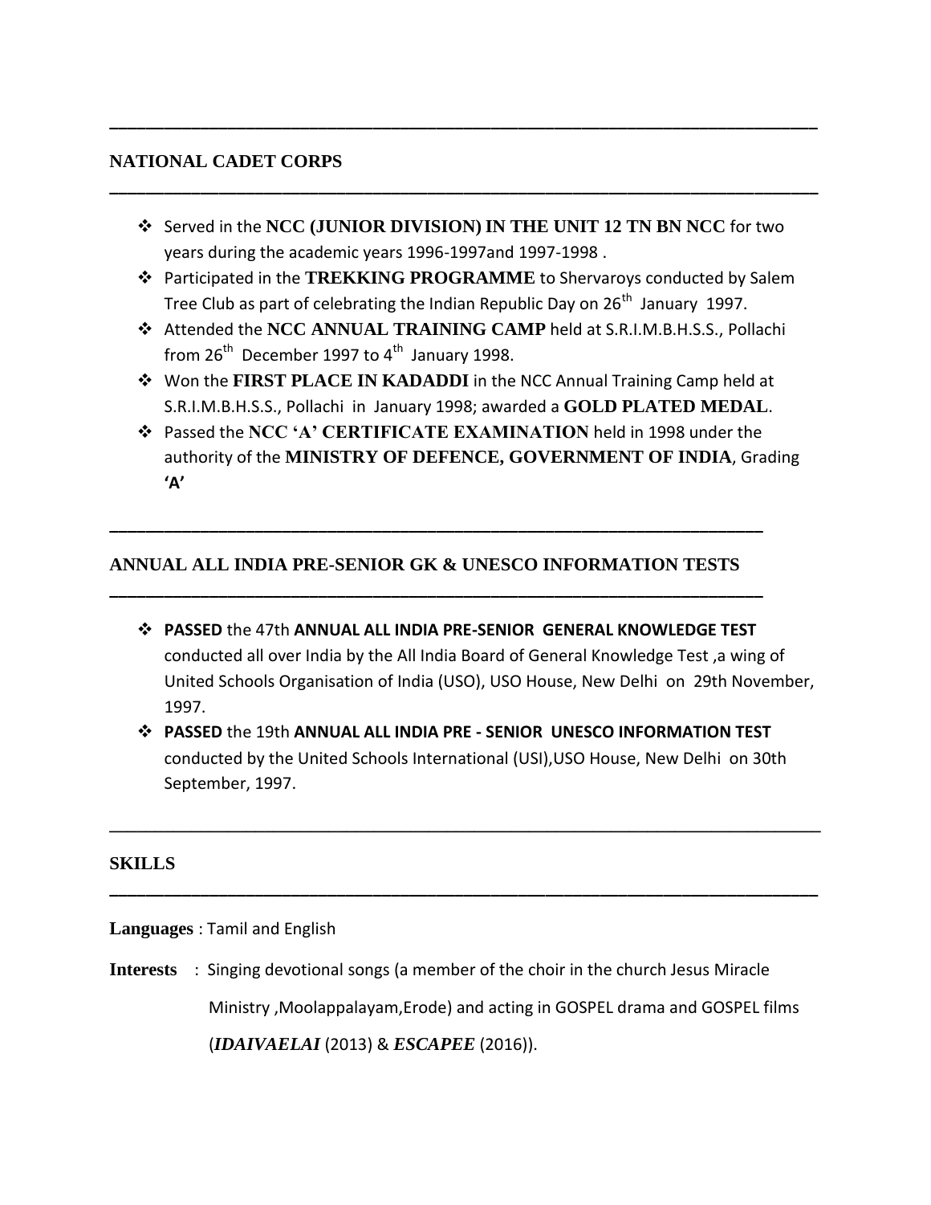## NATIONAL CADET CORPS

- Served in the **NCC (JUNIOR DIVISION) IN THE UNIT 12 TN BN NCC** for two years during the academic years 1996-1997and 1997-1998 .
- Participated in the **TREKKING PROGRAMME** to Shervaroys conducted by Salem Tree Club as part of celebrating the Indian Republic Day on 26th January 1997.
- Attended the **NCC ANNUAL TRAINING CAMP** held at S.R.I.M.B.H.S.S., Pollachi from 26th December 1997 to 4th January 1998.
- Won the **FIRST PLACE IN KADADDI** in the NCC Annual Training Camp held at S.R.I.M.B.H.S.S., Pollachi in January 1998; awarded a **GOLD PLATED MEDAL**.
- Passed the **NCC 'A' CERTIFICATE EXAMINATION** held in 1998 under the authority of the **MINISTRY OF DEFENCE, GOVERNMENT OF INDIA**, Grading **'A'**

## ANNUAL ALL INDIA PRE-SENIOR GK & UNESCO INFORMATION TESTS

- **PASSED** the 47th **ANNUAL ALL INDIA PRE-SENIOR GENERAL KNOWLEDGE TEST** conducted all over India by the All India Board of General Knowledge Test ,a wing of United Schools Organisation of India (USO), USO House, New Delhi on 29th November, 1997.
- **PASSED** the 19th **ANNUAL ALL INDIA PRE - SENIOR UNESCO INFORMATION TEST** conducted by the United Schools International (USI),USO House, New Delhi on 30th September, 1997.

## SKILLS

**Languages** : Tamil and English

**Interests** : Singing devotional songs (a member of the choir in the church Jesus Miracle Ministry ,Moolappalayam,Erode) and acting in GOSPEL drama and GOSPEL films (***IDAIVAELAI*** (2013) & ***ESCAPEE*** (2016)).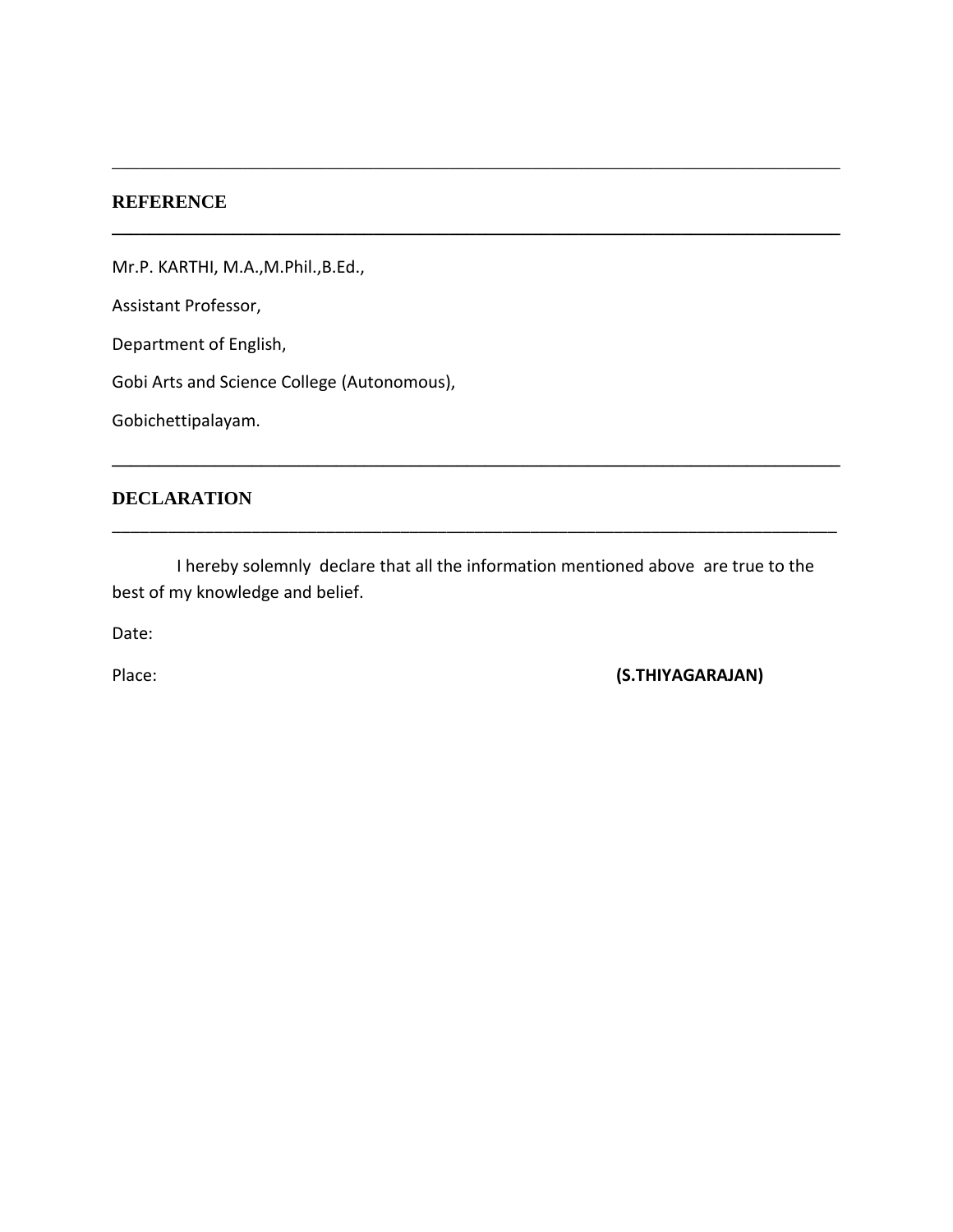## REFERENCE

Mr.P. KARTHI, M.A.,M.Phil.,B.Ed.,

Assistant Professor,

Department of English,

Gobi Arts and Science College (Autonomous),

Gobichettipalayam.

## DECLARATION

I hereby solemnly declare that all the information mentioned above are true to the best of my knowledge and belief.

Date:

Place: **(S.THIYAGARAJAN)**